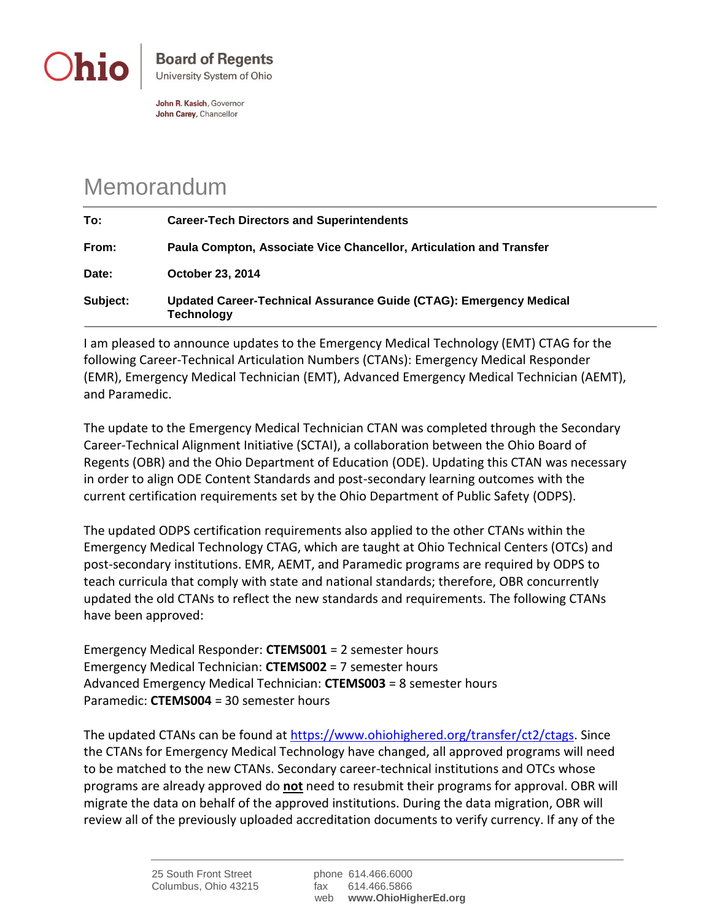**Ohio** | **Board of Regents**
University System of Ohio

**John R. Kasich**, Governor
**John Carey**, Chancellor

# Memorandum

| | |
|---|---|
| **To:** | **Career-Tech Directors and Superintendents** |
| **From:** | **Paula Compton, Associate Vice Chancellor, Articulation and Transfer** |
| **Date:** | **October 23, 2014** |
| **Subject:** | **Updated Career-Technical Assurance Guide (CTAG): Emergency Medical Technology** |

I am pleased to announce updates to the Emergency Medical Technology (EMT) CTAG for the following Career-Technical Articulation Numbers (CTANs): Emergency Medical Responder (EMR), Emergency Medical Technician (EMT), Advanced Emergency Medical Technician (AEMT), and Paramedic.

The update to the Emergency Medical Technician CTAN was completed through the Secondary Career-Technical Alignment Initiative (SCTAI), a collaboration between the Ohio Board of Regents (OBR) and the Ohio Department of Education (ODE). Updating this CTAN was necessary in order to align ODE Content Standards and post-secondary learning outcomes with the current certification requirements set by the Ohio Department of Public Safety (ODPS).

The updated ODPS certification requirements also applied to the other CTANs within the Emergency Medical Technology CTAG, which are taught at Ohio Technical Centers (OTCs) and post-secondary institutions. EMR, AEMT, and Paramedic programs are required by ODPS to teach curricula that comply with state and national standards; therefore, OBR concurrently updated the old CTANs to reflect the new standards and requirements. The following CTANs have been approved:

Emergency Medical Responder: **CTEMS001** = 2 semester hours
Emergency Medical Technician: **CTEMS002** = 7 semester hours
Advanced Emergency Medical Technician: **CTEMS003** = 8 semester hours
Paramedic: **CTEMS004** = 30 semester hours

The updated CTANs can be found at https://www.ohiohighered.org/transfer/ct2/ctags. Since the CTANs for Emergency Medical Technology have changed, all approved programs will need to be matched to the new CTANs. Secondary career-technical institutions and OTCs whose programs are already approved do **not** need to resubmit their programs for approval. OBR will migrate the data on behalf of the approved institutions. During the data migration, OBR will review all of the previously uploaded accreditation documents to verify currency. If any of the

25 South Front Street
Columbus, Ohio 43215

phone 614.466.6000
fax 614.466.5866
web **www.OhioHigherEd.org**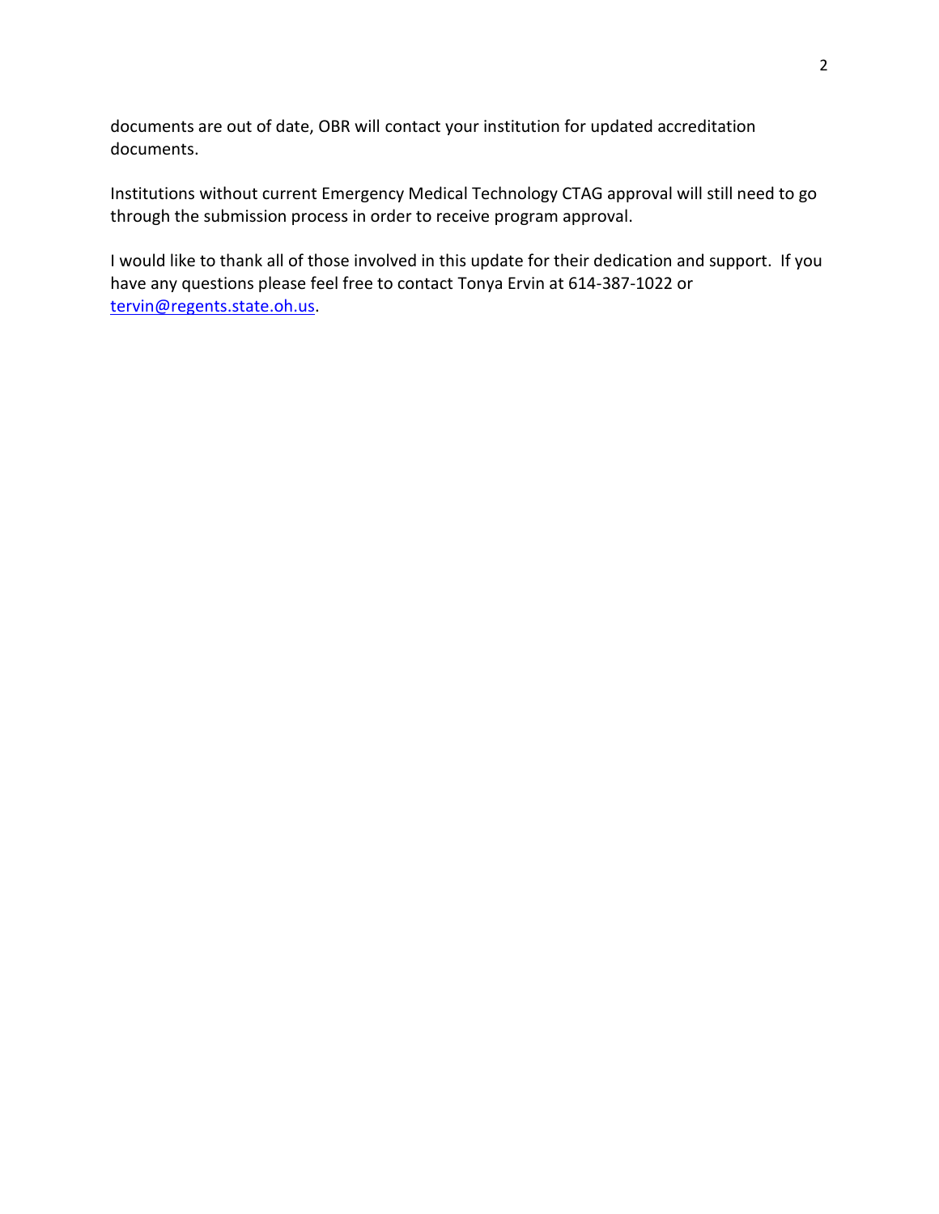documents are out of date, OBR will contact your institution for updated accreditation documents.

Institutions without current Emergency Medical Technology CTAG approval will still need to go through the submission process in order to receive program approval.

I would like to thank all of those involved in this update for their dedication and support. If you have any questions please feel free to contact Tonya Ervin at 614-387-1022 or tervin@regents.state.oh.us.